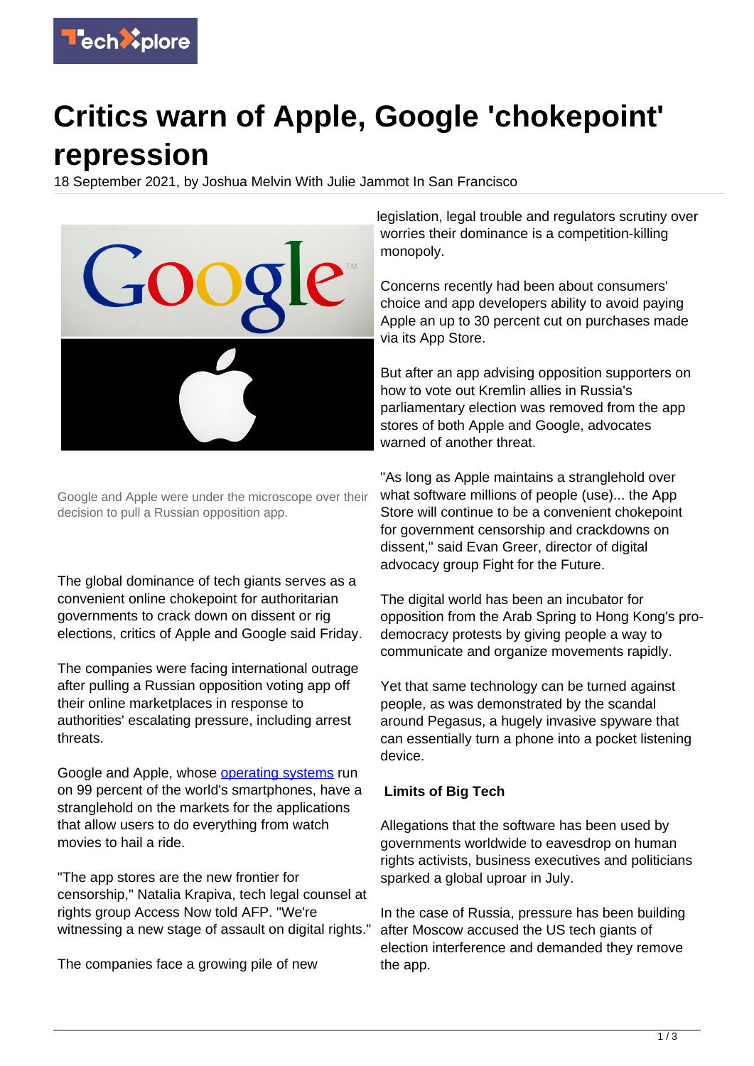# Critics warn of Apple, Google 'chokepoint' repression

18 September 2021, by Joshua Melvin With Julie Jammot In San Francisco

Google and Apple were under the microscope over their decision to pull a Russian opposition app.

The global dominance of tech giants serves as a convenient online chokepoint for authoritarian governments to crack down on dissent or rig elections, critics of Apple and Google said Friday.

The companies were facing international outrage after pulling a Russian opposition voting app off their online marketplaces in response to authorities' escalating pressure, including arrest threats.

Google and Apple, whose operating systems run on 99 percent of the world's smartphones, have a stranglehold on the markets for the applications that allow users to do everything from watch movies to hail a ride.

"The app stores are the new frontier for censorship," Natalia Krapiva, tech legal counsel at rights group Access Now told AFP. "We're witnessing a new stage of assault on digital rights."

The companies face a growing pile of new legislation, legal trouble and regulators scrutiny over worries their dominance is a competition-killing monopoly.

Concerns recently had been about consumers' choice and app developers ability to avoid paying Apple an up to 30 percent cut on purchases made via its App Store.

But after an app advising opposition supporters on how to vote out Kremlin allies in Russia's parliamentary election was removed from the app stores of both Apple and Google, advocates warned of another threat.

"As long as Apple maintains a stranglehold over what software millions of people (use)... the App Store will continue to be a convenient chokepoint for government censorship and crackdowns on dissent," said Evan Greer, director of digital advocacy group Fight for the Future.

The digital world has been an incubator for opposition from the Arab Spring to Hong Kong's pro-democracy protests by giving people a way to communicate and organize movements rapidly.

Yet that same technology can be turned against people, as was demonstrated by the scandal around Pegasus, a hugely invasive spyware that can essentially turn a phone into a pocket listening device.

## Limits of Big Tech

Allegations that the software has been used by governments worldwide to eavesdrop on human rights activists, business executives and politicians sparked a global uproar in July.

In the case of Russia, pressure has been building after Moscow accused the US tech giants of election interference and demanded they remove the app.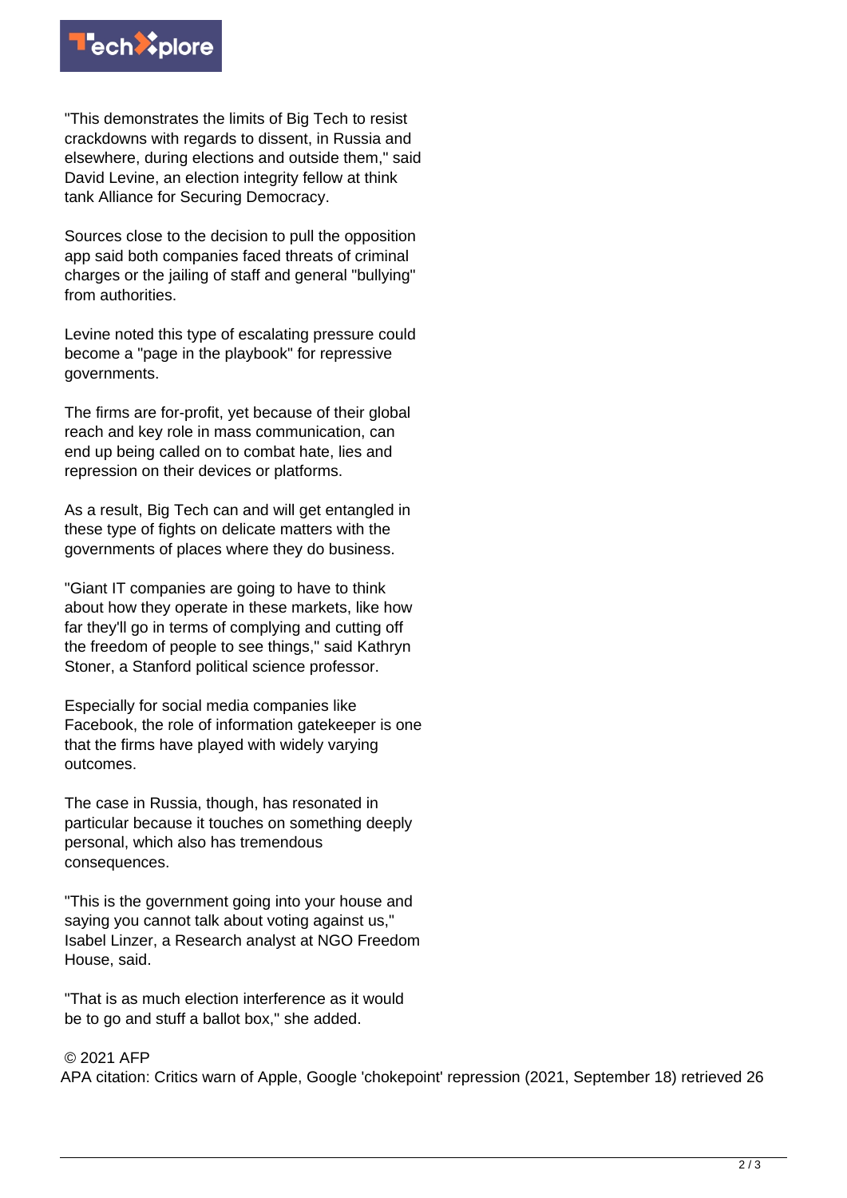"This demonstrates the limits of Big Tech to resist crackdowns with regards to dissent, in Russia and elsewhere, during elections and outside them," said David Levine, an election integrity fellow at think tank Alliance for Securing Democracy.

Sources close to the decision to pull the opposition app said both companies faced threats of criminal charges or the jailing of staff and general "bullying" from authorities.

Levine noted this type of escalating pressure could become a "page in the playbook" for repressive governments.

The firms are for-profit, yet because of their global reach and key role in mass communication, can end up being called on to combat hate, lies and repression on their devices or platforms.

As a result, Big Tech can and will get entangled in these type of fights on delicate matters with the governments of places where they do business.

"Giant IT companies are going to have to think about how they operate in these markets, like how far they'll go in terms of complying and cutting off the freedom of people to see things," said Kathryn Stoner, a Stanford political science professor.

Especially for social media companies like Facebook, the role of information gatekeeper is one that the firms have played with widely varying outcomes.

The case in Russia, though, has resonated in particular because it touches on something deeply personal, which also has tremendous consequences.

"This is the government going into your house and saying you cannot talk about voting against us," Isabel Linzer, a Research analyst at NGO Freedom House, said.

"That is as much election interference as it would be to go and stuff a ballot box," she added.

© 2021 AFP

APA citation: Critics warn of Apple, Google 'chokepoint' repression (2021, September 18) retrieved 26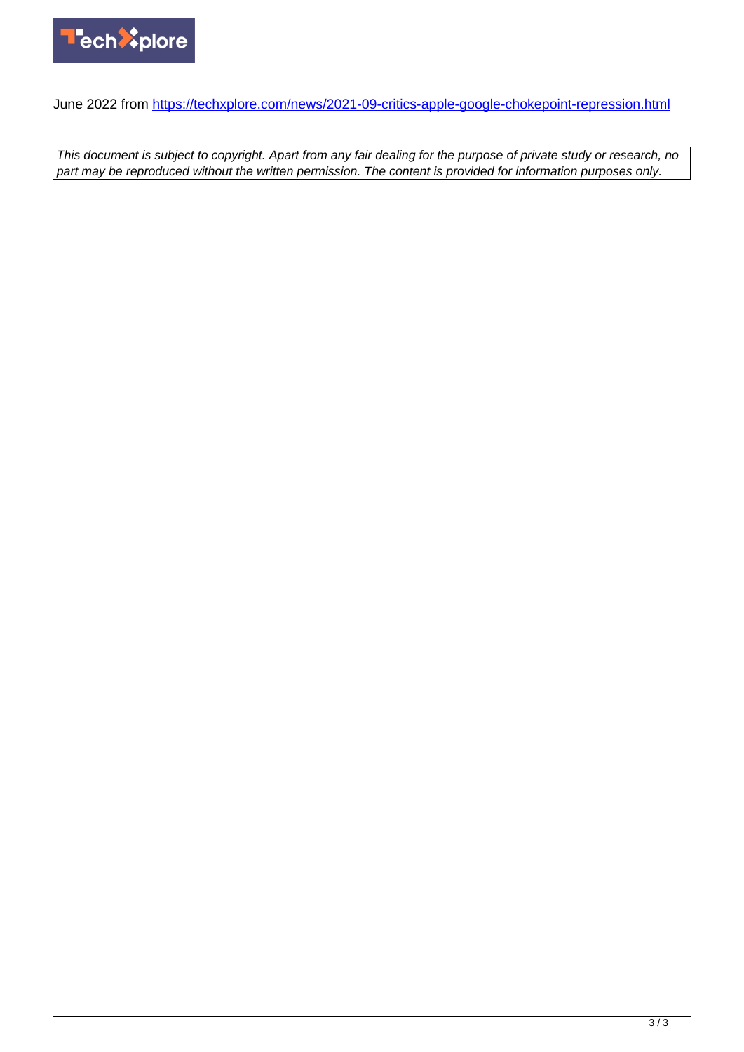June 2022 from https://techxplore.com/news/2021-09-critics-apple-google-chokepoint-repression.html

*This document is subject to copyright. Apart from any fair dealing for the purpose of private study or research, no part may be reproduced without the written permission. The content is provided for information purposes only.*